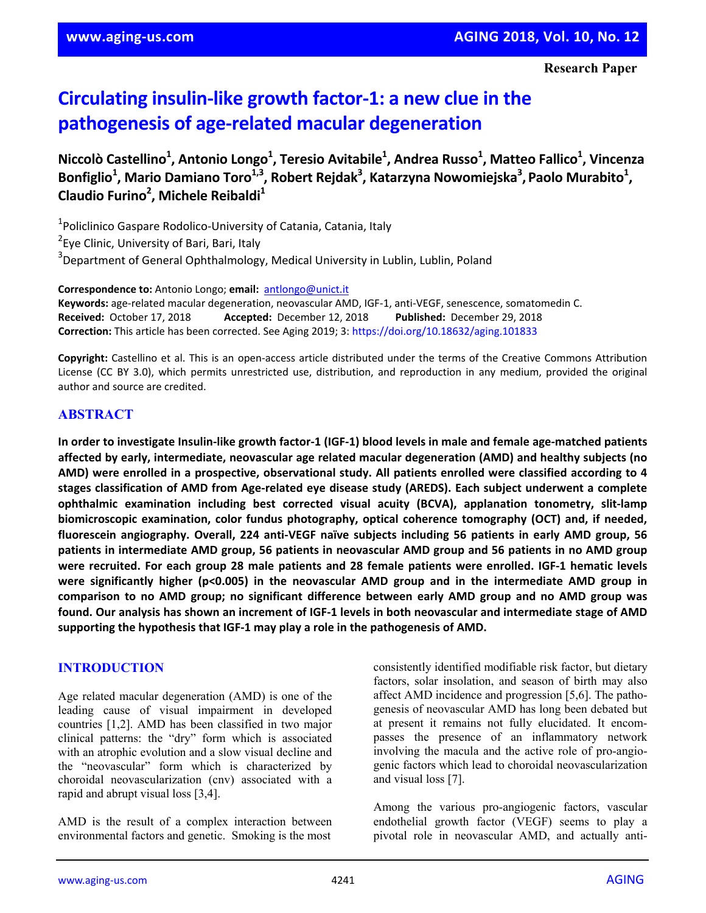Research Paper

# Circulating insulin-like growth factor-1: a new clue in the pathogenesis of age-related macular degeneration

**Niccolò Castellino[1], Antonio Longo[1], Teresio Avitabile[1], Andrea Russo[1], Matteo Fallico[1], Vincenza Bonfiglio[1], Mario Damiano Toro[1,3], Robert Rejdak[3], Katarzyna Nowomiejska[3], Paolo Murabito[1], Claudio Furino[2], Michele Reibaldi[1]**

[1]Policlinico Gaspare Rodolico-University of Catania, Catania, Italy
[2]Eye Clinic, University of Bari, Bari, Italy
[3]Department of General Ophthalmology, Medical University in Lublin, Lublin, Poland

**Correspondence to:** Antonio Longo; **email:** antlongo@unict.it
**Keywords:** age-related macular degeneration, neovascular AMD, IGF-1, anti-VEGF, senescence, somatomedin C.
**Received:** October 17, 2018 **Accepted:** December 12, 2018 **Published:** December 29, 2018
**Correction:** This article has been corrected. See Aging 2019; 3: https://doi.org/10.18632/aging.101833

**Copyright:** Castellino et al. This is an open-access article distributed under the terms of the Creative Commons Attribution License (CC BY 3.0), which permits unrestricted use, distribution, and reproduction in any medium, provided the original author and source are credited.

## ABSTRACT

**In order to investigate Insulin-like growth factor-1 (IGF-1) blood levels in male and female age-matched patients affected by early, intermediate, neovascular age related macular degeneration (AMD) and healthy subjects (no AMD) were enrolled in a prospective, observational study. All patients enrolled were classified according to 4 stages classification of AMD from Age-related eye disease study (AREDS). Each subject underwent a complete ophthalmic examination including best corrected visual acuity (BCVA), applanation tonometry, slit-lamp biomicroscopic examination, color fundus photography, optical coherence tomography (OCT) and, if needed, fluorescein angiography. Overall, 224 anti-VEGF naïve subjects including 56 patients in early AMD group, 56 patients in intermediate AMD group, 56 patients in neovascular AMD group and 56 patients in no AMD group were recruited. For each group 28 male patients and 28 female patients were enrolled. IGF-1 hematic levels were significantly higher ($p<0.005$) in the neovascular AMD group and in the intermediate AMD group in comparison to no AMD group; no significant difference between early AMD group and no AMD group was found. Our analysis has shown an increment of IGF-1 levels in both neovascular and intermediate stage of AMD supporting the hypothesis that IGF-1 may play a role in the pathogenesis of AMD.**

## INTRODUCTION

Age related macular degeneration (AMD) is one of the leading cause of visual impairment in developed countries [1,2]. AMD has been classified in two major clinical patterns: the "dry" form which is associated with an atrophic evolution and a slow visual decline and the "neovascular" form which is characterized by choroidal neovascularization (cnv) associated with a rapid and abrupt visual loss [3,4].

AMD is the result of a complex interaction between environmental factors and genetic. Smoking is the most consistently identified modifiable risk factor, but dietary factors, solar insolation, and season of birth may also affect AMD incidence and progression [5,6]. The pathogenesis of neovascular AMD has long been debated but at present it remains not fully elucidated. It encompasses the presence of an inflammatory network involving the macula and the active role of pro-angiogenic factors which lead to choroidal neovascularization and visual loss [7].

Among the various pro-angiogenic factors, vascular endothelial growth factor (VEGF) seems to play a pivotal role in neovascular AMD, and actually anti-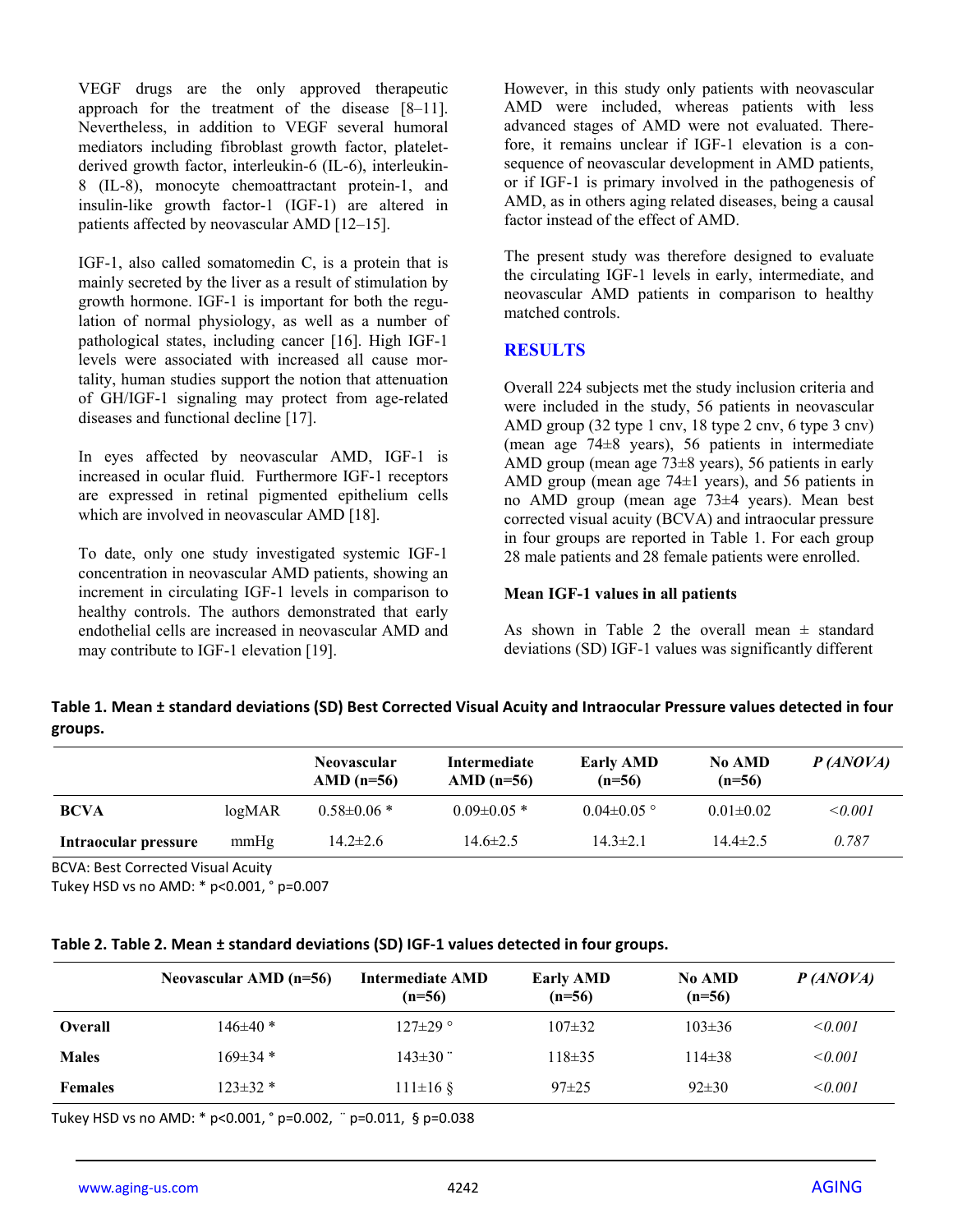VEGF drugs are the only approved therapeutic approach for the treatment of the disease [8–11]. Nevertheless, in addition to VEGF several humoral mediators including fibroblast growth factor, platelet-derived growth factor, interleukin-6 (IL-6), interleukin-8 (IL-8), monocyte chemoattractant protein-1, and insulin-like growth factor-1 (IGF-1) are altered in patients affected by neovascular AMD [12–15].

IGF-1, also called somatomedin C, is a protein that is mainly secreted by the liver as a result of stimulation by growth hormone. IGF-1 is important for both the regulation of normal physiology, as well as a number of pathological states, including cancer [16]. High IGF-1 levels were associated with increased all cause mortality, human studies support the notion that attenuation of GH/IGF-1 signaling may protect from age-related diseases and functional decline [17].

In eyes affected by neovascular AMD, IGF-1 is increased in ocular fluid. Furthermore IGF-1 receptors are expressed in retinal pigmented epithelium cells which are involved in neovascular AMD [18].

To date, only one study investigated systemic IGF-1 concentration in neovascular AMD patients, showing an increment in circulating IGF-1 levels in comparison to healthy controls. The authors demonstrated that early endothelial cells are increased in neovascular AMD and may contribute to IGF-1 elevation [19].

However, in this study only patients with neovascular AMD were included, whereas patients with less advanced stages of AMD were not evaluated. Therefore, it remains unclear if IGF-1 elevation is a consequence of neovascular development in AMD patients, or if IGF-1 is primary involved in the pathogenesis of AMD, as in others aging related diseases, being a causal factor instead of the effect of AMD.

The present study was therefore designed to evaluate the circulating IGF-1 levels in early, intermediate, and neovascular AMD patients in comparison to healthy matched controls.

## RESULTS

Overall 224 subjects met the study inclusion criteria and were included in the study, 56 patients in neovascular AMD group (32 type 1 cnv, 18 type 2 cnv, 6 type 3 cnv) (mean age 74±8 years), 56 patients in intermediate AMD group (mean age 73±8 years), 56 patients in early AMD group (mean age 74±1 years), and 56 patients in no AMD group (mean age 73±4 years). Mean best corrected visual acuity (BCVA) and intraocular pressure in four groups are reported in Table 1. For each group 28 male patients and 28 female patients were enrolled.

### Mean IGF-1 values in all patients

As shown in Table 2 the overall mean ± standard deviations (SD) IGF-1 values was significantly different

**Table 1. Mean ± standard deviations (SD) Best Corrected Visual Acuity and Intraocular Pressure values detected in four groups.**

| | | Neovascular AMD (n=56) | Intermediate AMD (n=56) | Early AMD (n=56) | No AMD (n=56) | *P (ANOVA)* |
|---|---|---|---|---|---|---|
| **BCVA** | logMAR | 0.58±0.06 * | 0.09±0.05 * | 0.04±0.05 ° | 0.01±0.02 | *<0.001* |
| **Intraocular pressure** | mmHg | 14.2±2.6 | 14.6±2.5 | 14.3±2.1 | 14.4±2.5 | *0.787* |

BCVA: Best Corrected Visual Acuity
Tukey HSD vs no AMD: * p<0.001, ° p=0.007

**Table 2. Table 2. Mean ± standard deviations (SD) IGF-1 values detected in four groups.**

| | Neovascular AMD (n=56) | Intermediate AMD (n=56) | Early AMD (n=56) | No AMD (n=56) | *P (ANOVA)* |
|---|---|---|---|---|---|
| **Overall** | 146±40 * | 127±29 ° | 107±32 | 103±36 | *<0.001* |
| **Males** | 169±34 * | 143±30 ¨ | 118±35 | 114±38 | *<0.001* |
| **Females** | 123±32 * | 111±16 § | 97±25 | 92±30 | *<0.001* |

Tukey HSD vs no AMD: * p<0.001, ° p=0.002, ¨ p=0.011, § p=0.038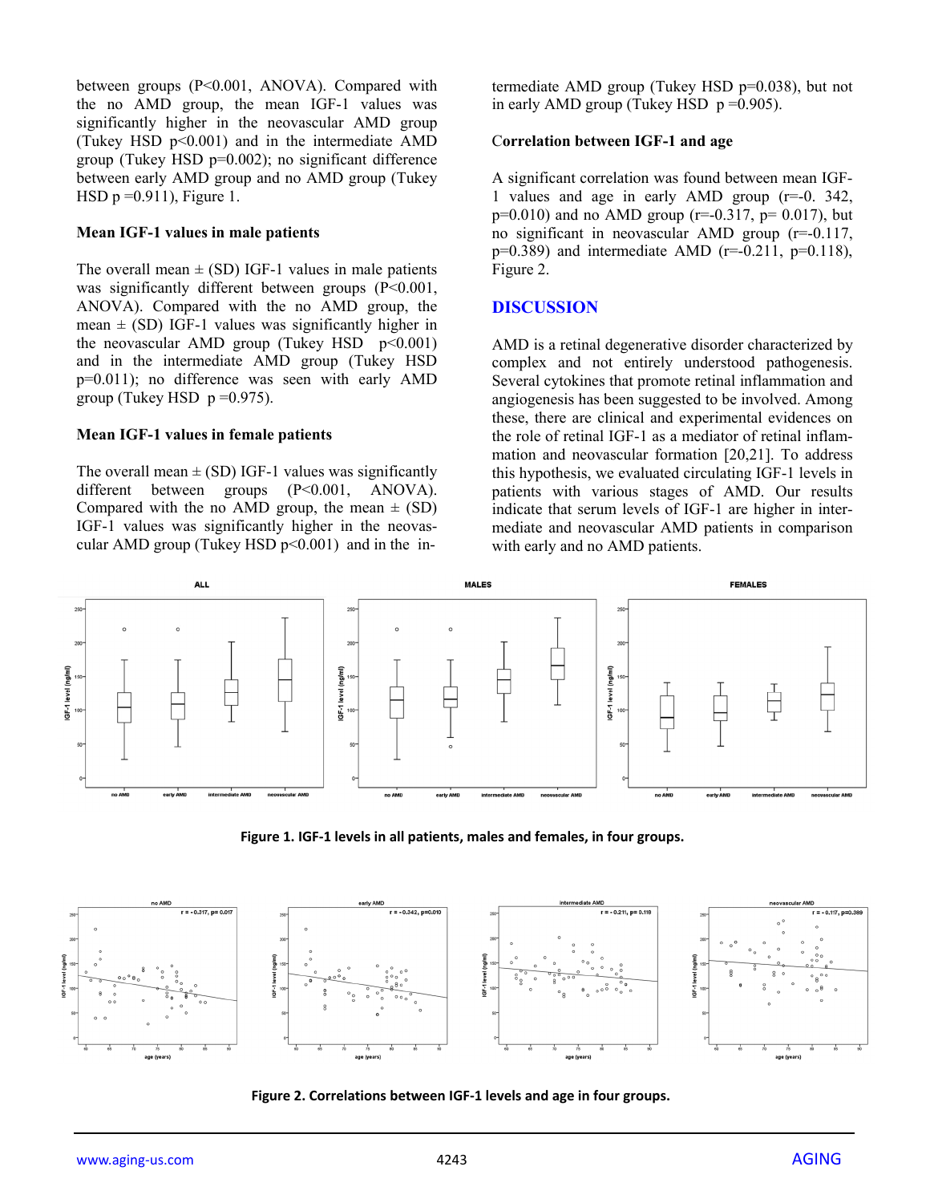between groups (P<0.001, ANOVA). Compared with the no AMD group, the mean IGF-1 values was significantly higher in the neovascular AMD group (Tukey HSD p<0.001) and in the intermediate AMD group (Tukey HSD p=0.002); no significant difference between early AMD group and no AMD group (Tukey HSD p =0.911), Figure 1.

### Mean IGF-1 values in male patients

The overall mean ± (SD) IGF-1 values in male patients was significantly different between groups (P<0.001, ANOVA). Compared with the no AMD group, the mean ± (SD) IGF-1 values was significantly higher in the neovascular AMD group (Tukey HSD p<0.001) and in the intermediate AMD group (Tukey HSD p=0.011); no difference was seen with early AMD group (Tukey HSD p =0.975).

### Mean IGF-1 values in female patients

The overall mean ± (SD) IGF-1 values was significantly different between groups (P<0.001, ANOVA). Compared with the no AMD group, the mean ± (SD) IGF-1 values was significantly higher in the neovascular AMD group (Tukey HSD p<0.001) and in the intermediate AMD group (Tukey HSD p=0.038), but not in early AMD group (Tukey HSD p =0.905).

### Correlation between IGF-1 and age

A significant correlation was found between mean IGF-1 values and age in early AMD group (r=-0. 342, p=0.010) and no AMD group (r=-0.317, p= 0.017), but no significant in neovascular AMD group (r=-0.117, p=0.389) and intermediate AMD (r=-0.211, p=0.118), Figure 2.

## DISCUSSION

AMD is a retinal degenerative disorder characterized by complex and not entirely understood pathogenesis. Several cytokines that promote retinal inflammation and angiogenesis has been suggested to be involved. Among these, there are clinical and experimental evidences on the role of retinal IGF-1 as a mediator of retinal inflammation and neovascular formation [20,21]. To address this hypothesis, we evaluated circulating IGF-1 levels in patients with various stages of AMD. Our results indicate that serum levels of IGF-1 are higher in intermediate and neovascular AMD patients in comparison with early and no AMD patients.

**Figure 1. IGF-1 levels in all patients, males and females, in four groups.**

**Figure 2. Correlations between IGF-1 levels and age in four groups.**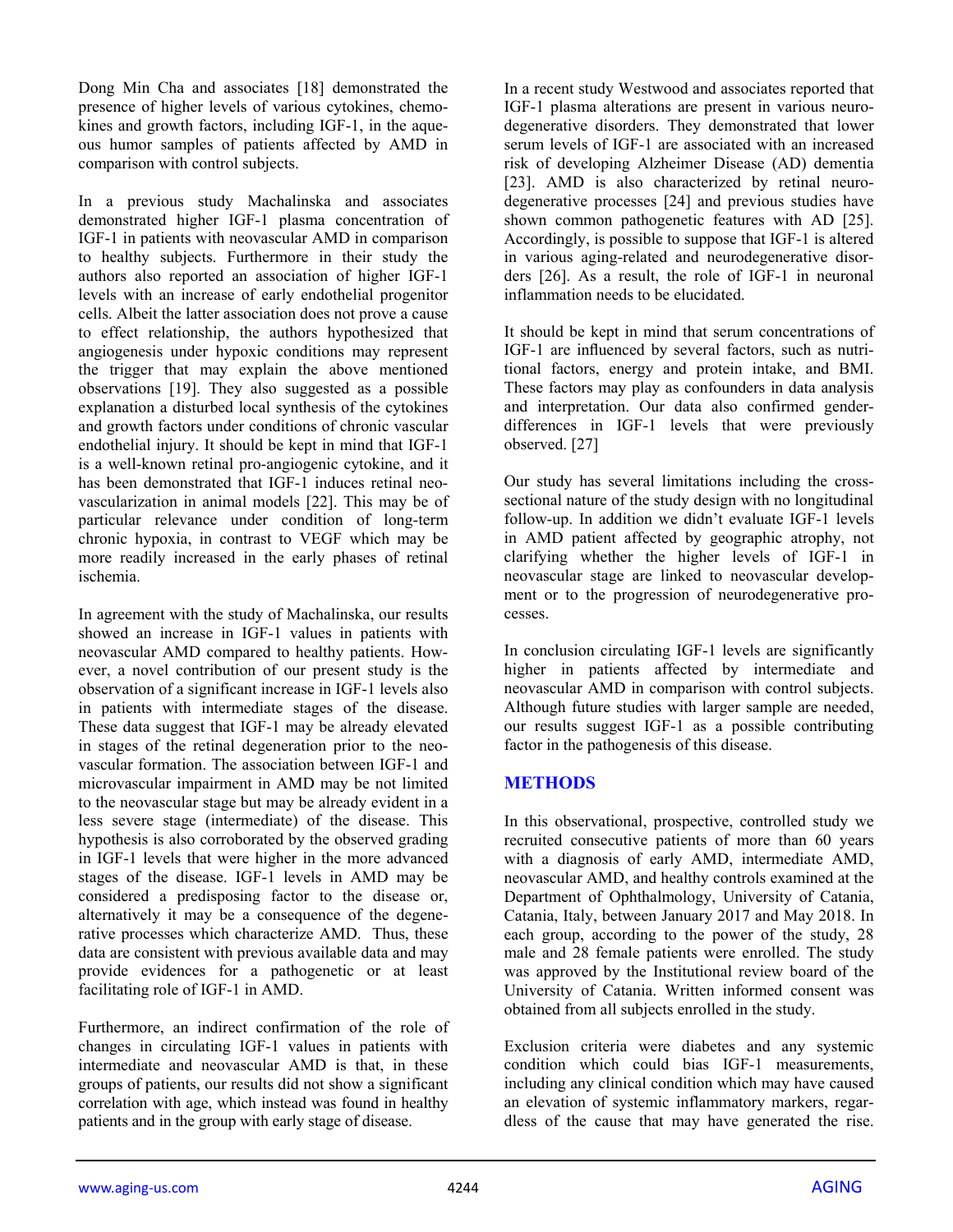Dong Min Cha and associates [18] demonstrated the presence of higher levels of various cytokines, chemokines and growth factors, including IGF-1, in the aqueous humor samples of patients affected by AMD in comparison with control subjects.

In a previous study Machalinska and associates demonstrated higher IGF-1 plasma concentration of IGF-1 in patients with neovascular AMD in comparison to healthy subjects. Furthermore in their study the authors also reported an association of higher IGF-1 levels with an increase of early endothelial progenitor cells. Albeit the latter association does not prove a cause to effect relationship, the authors hypothesized that angiogenesis under hypoxic conditions may represent the trigger that may explain the above mentioned observations [19]. They also suggested as a possible explanation a disturbed local synthesis of the cytokines and growth factors under conditions of chronic vascular endothelial injury. It should be kept in mind that IGF-1 is a well-known retinal pro-angiogenic cytokine, and it has been demonstrated that IGF-1 induces retinal neovascularization in animal models [22]. This may be of particular relevance under condition of long-term chronic hypoxia, in contrast to VEGF which may be more readily increased in the early phases of retinal ischemia.

In agreement with the study of Machalinska, our results showed an increase in IGF-1 values in patients with neovascular AMD compared to healthy patients. However, a novel contribution of our present study is the observation of a significant increase in IGF-1 levels also in patients with intermediate stages of the disease. These data suggest that IGF-1 may be already elevated in stages of the retinal degeneration prior to the neovascular formation. The association between IGF-1 and microvascular impairment in AMD may be not limited to the neovascular stage but may be already evident in a less severe stage (intermediate) of the disease. This hypothesis is also corroborated by the observed grading in IGF-1 levels that were higher in the more advanced stages of the disease. IGF-1 levels in AMD may be considered a predisposing factor to the disease or, alternatively it may be a consequence of the degenerative processes which characterize AMD. Thus, these data are consistent with previous available data and may provide evidences for a pathogenetic or at least facilitating role of IGF-1 in AMD.

Furthermore, an indirect confirmation of the role of changes in circulating IGF-1 values in patients with intermediate and neovascular AMD is that, in these groups of patients, our results did not show a significant correlation with age, which instead was found in healthy patients and in the group with early stage of disease.

In a recent study Westwood and associates reported that IGF-1 plasma alterations are present in various neurodegenerative disorders. They demonstrated that lower serum levels of IGF-1 are associated with an increased risk of developing Alzheimer Disease (AD) dementia [23]. AMD is also characterized by retinal neurodegenerative processes [24] and previous studies have shown common pathogenetic features with AD [25]. Accordingly, is possible to suppose that IGF-1 is altered in various aging-related and neurodegenerative disorders [26]. As a result, the role of IGF-1 in neuronal inflammation needs to be elucidated.

It should be kept in mind that serum concentrations of IGF-1 are influenced by several factors, such as nutritional factors, energy and protein intake, and BMI. These factors may play as confounders in data analysis and interpretation. Our data also confirmed gender-differences in IGF-1 levels that were previously observed. [27]

Our study has several limitations including the cross-sectional nature of the study design with no longitudinal follow-up. In addition we didn't evaluate IGF-1 levels in AMD patient affected by geographic atrophy, not clarifying whether the higher levels of IGF-1 in neovascular stage are linked to neovascular development or to the progression of neurodegenerative processes.

In conclusion circulating IGF-1 levels are significantly higher in patients affected by intermediate and neovascular AMD in comparison with control subjects. Although future studies with larger sample are needed, our results suggest IGF-1 as a possible contributing factor in the pathogenesis of this disease.

## METHODS

In this observational, prospective, controlled study we recruited consecutive patients of more than 60 years with a diagnosis of early AMD, intermediate AMD, neovascular AMD, and healthy controls examined at the Department of Ophthalmology, University of Catania, Catania, Italy, between January 2017 and May 2018. In each group, according to the power of the study, 28 male and 28 female patients were enrolled. The study was approved by the Institutional review board of the University of Catania. Written informed consent was obtained from all subjects enrolled in the study.

Exclusion criteria were diabetes and any systemic condition which could bias IGF-1 measurements, including any clinical condition which may have caused an elevation of systemic inflammatory markers, regardless of the cause that may have generated the rise.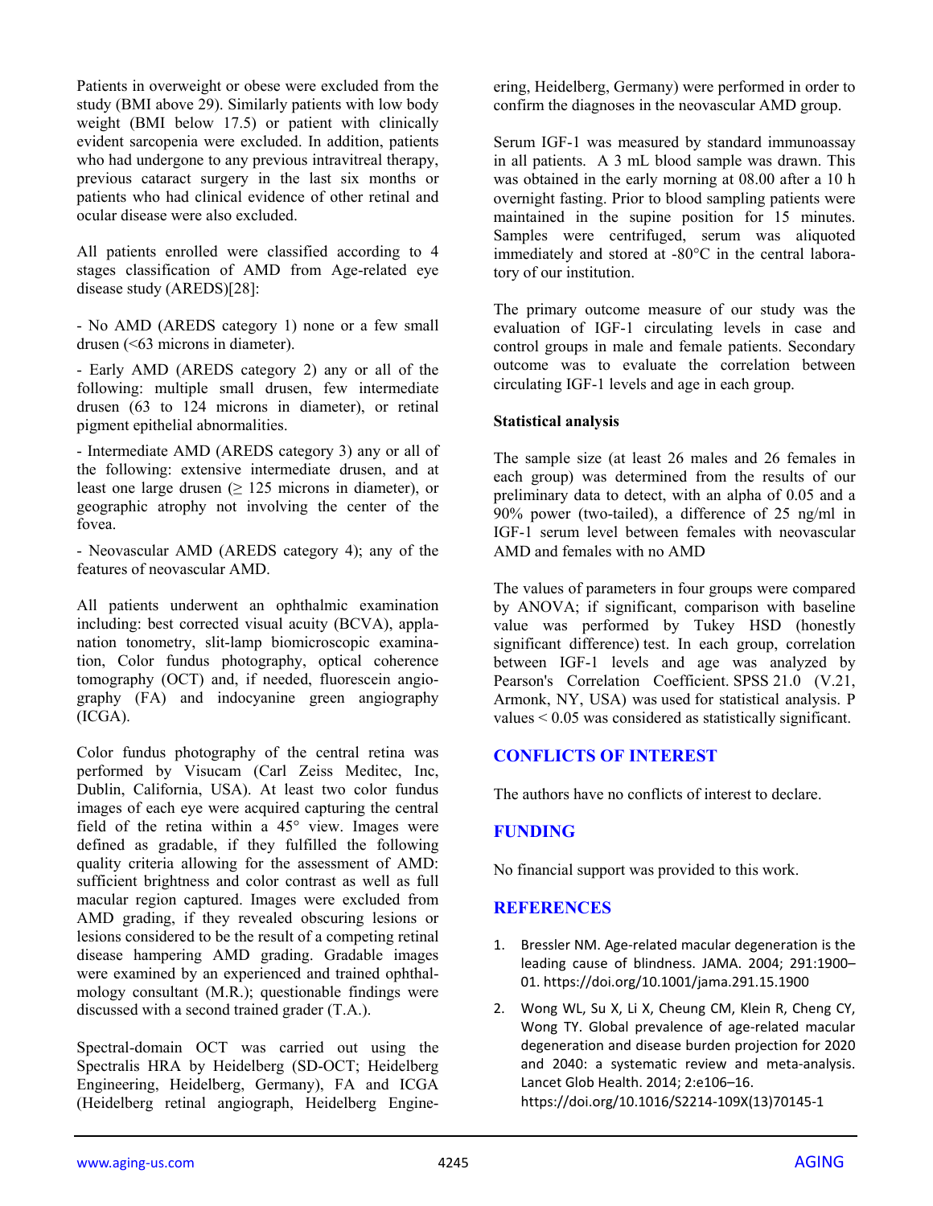Patients in overweight or obese were excluded from the study (BMI above 29). Similarly patients with low body weight (BMI below 17.5) or patient with clinically evident sarcopenia were excluded. In addition, patients who had undergone to any previous intravitreal therapy, previous cataract surgery in the last six months or patients who had clinical evidence of other retinal and ocular disease were also excluded.

All patients enrolled were classified according to 4 stages classification of AMD from Age-related eye disease study (AREDS)[28]:

- No AMD (AREDS category 1) none or a few small drusen (<63 microns in diameter).
- Early AMD (AREDS category 2) any or all of the following: multiple small drusen, few intermediate drusen (63 to 124 microns in diameter), or retinal pigment epithelial abnormalities.
- Intermediate AMD (AREDS category 3) any or all of the following: extensive intermediate drusen, and at least one large drusen (≥ 125 microns in diameter), or geographic atrophy not involving the center of the fovea.
- Neovascular AMD (AREDS category 4); any of the features of neovascular AMD.

All patients underwent an ophthalmic examination including: best corrected visual acuity (BCVA), applanation tonometry, slit-lamp biomicroscopic examination, Color fundus photography, optical coherence tomography (OCT) and, if needed, fluorescein angiography (FA) and indocyanine green angiography (ICGA).

Color fundus photography of the central retina was performed by Visucam (Carl Zeiss Meditec, Inc, Dublin, California, USA). At least two color fundus images of each eye were acquired capturing the central field of the retina within a 45° view. Images were defined as gradable, if they fulfilled the following quality criteria allowing for the assessment of AMD: sufficient brightness and color contrast as well as full macular region captured. Images were excluded from AMD grading, if they revealed obscuring lesions or lesions considered to be the result of a competing retinal disease hampering AMD grading. Gradable images were examined by an experienced and trained ophthalmology consultant (M.R.); questionable findings were discussed with a second trained grader (T.A.).

Spectral-domain OCT was carried out using the Spectralis HRA by Heidelberg (SD-OCT; Heidelberg Engineering, Heidelberg, Germany), FA and ICGA (Heidelberg retinal angiograph, Heidelberg Engineering, Heidelberg, Germany) were performed in order to confirm the diagnoses in the neovascular AMD group.

Serum IGF-1 was measured by standard immunoassay in all patients. A 3 mL blood sample was drawn. This was obtained in the early morning at 08.00 after a 10 h overnight fasting. Prior to blood sampling patients were maintained in the supine position for 15 minutes. Samples were centrifuged, serum was aliquoted immediately and stored at -80°C in the central laboratory of our institution.

The primary outcome measure of our study was the evaluation of IGF-1 circulating levels in case and control groups in male and female patients. Secondary outcome was to evaluate the correlation between circulating IGF-1 levels and age in each group.

**Statistical analysis**

The sample size (at least 26 males and 26 females in each group) was determined from the results of our preliminary data to detect, with an alpha of 0.05 and a 90% power (two-tailed), a difference of 25 ng/ml in IGF-1 serum level between females with neovascular AMD and females with no AMD

The values of parameters in four groups were compared by ANOVA; if significant, comparison with baseline value was performed by Tukey HSD (honestly significant difference) test. In each group, correlation between IGF-1 levels and age was analyzed by Pearson's Correlation Coefficient. SPSS 21.0 (V.21, Armonk, NY, USA) was used for statistical analysis. P values $< 0.05$ was considered as statistically significant.

## CONFLICTS OF INTEREST

The authors have no conflicts of interest to declare.

## FUNDING

No financial support was provided to this work.

## REFERENCES

1. Bressler NM. Age-related macular degeneration is the leading cause of blindness. JAMA. 2004; 291:1900–01. https://doi.org/10.1001/jama.291.15.1900
2. Wong WL, Su X, Li X, Cheung CM, Klein R, Cheng CY, Wong TY. Global prevalence of age-related macular degeneration and disease burden projection for 2020 and 2040: a systematic review and meta-analysis. Lancet Glob Health. 2014; 2:e106–16. https://doi.org/10.1016/S2214-109X(13)70145-1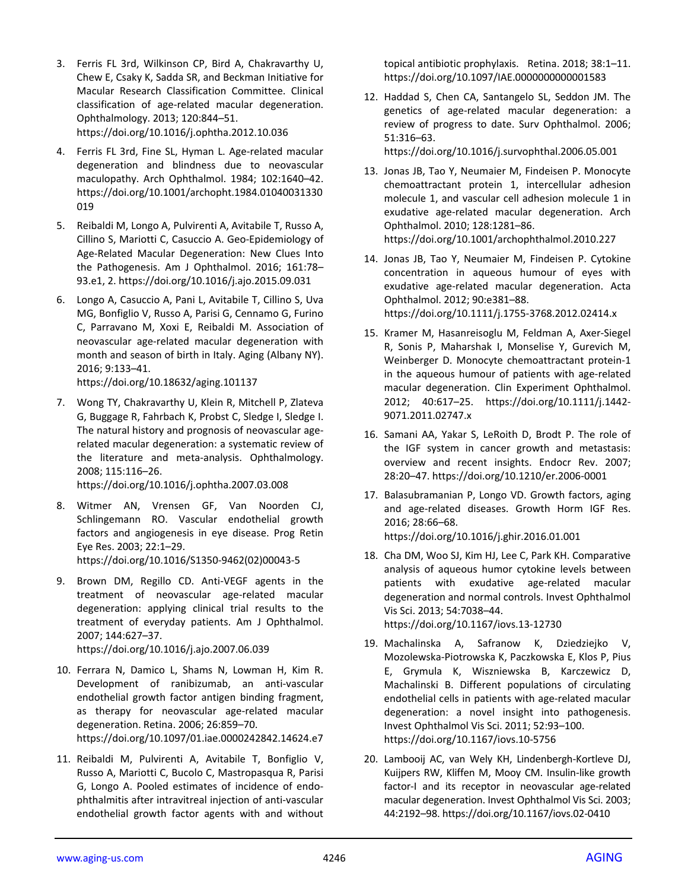3. Ferris FL 3rd, Wilkinson CP, Bird A, Chakravarthy U, Chew E, Csaky K, Sadda SR, and Beckman Initiative for Macular Research Classification Committee. Clinical classification of age-related macular degeneration. Ophthalmology. 2013; 120:844–51. https://doi.org/10.1016/j.ophtha.2012.10.036

4. Ferris FL 3rd, Fine SL, Hyman L. Age-related macular degeneration and blindness due to neovascular maculopathy. Arch Ophthalmol. 1984; 102:1640–42. https://doi.org/10.1001/archopht.1984.01040031330019

5. Reibaldi M, Longo A, Pulvirenti A, Avitabile T, Russo A, Cillino S, Mariotti C, Casuccio A. Geo-Epidemiology of Age-Related Macular Degeneration: New Clues Into the Pathogenesis. Am J Ophthalmol. 2016; 161:78–93.e1, 2. https://doi.org/10.1016/j.ajo.2015.09.031

6. Longo A, Casuccio A, Pani L, Avitabile T, Cillino S, Uva MG, Bonfiglio V, Russo A, Parisi G, Cennamo G, Furino C, Parravano M, Xoxi E, Reibaldi M. Association of neovascular age-related macular degeneration with month and season of birth in Italy. Aging (Albany NY). 2016; 9:133–41. https://doi.org/10.18632/aging.101137

7. Wong TY, Chakravarthy U, Klein R, Mitchell P, Zlateva G, Buggage R, Fahrbach K, Probst C, Sledge I, Sledge I. The natural history and prognosis of neovascular age-related macular degeneration: a systematic review of the literature and meta-analysis. Ophthalmology. 2008; 115:116–26. https://doi.org/10.1016/j.ophtha.2007.03.008

8. Witmer AN, Vrensen GF, Van Noorden CJ, Schlingemann RO. Vascular endothelial growth factors and angiogenesis in eye disease. Prog Retin Eye Res. 2003; 22:1–29. https://doi.org/10.1016/S1350-9462(02)00043-5

9. Brown DM, Regillo CD. Anti-VEGF agents in the treatment of neovascular age-related macular degeneration: applying clinical trial results to the treatment of everyday patients. Am J Ophthalmol. 2007; 144:627–37. https://doi.org/10.1016/j.ajo.2007.06.039

10. Ferrara N, Damico L, Shams N, Lowman H, Kim R. Development of ranibizumab, an anti-vascular endothelial growth factor antigen binding fragment, as therapy for neovascular age-related macular degeneration. Retina. 2006; 26:859–70. https://doi.org/10.1097/01.iae.0000242842.14624.e7

11. Reibaldi M, Pulvirenti A, Avitabile T, Bonfiglio V, Russo A, Mariotti C, Bucolo C, Mastropasqua R, Parisi G, Longo A. Pooled estimates of incidence of endophthalmitis after intravitreal injection of anti-vascular endothelial growth factor agents with and without topical antibiotic prophylaxis. Retina. 2018; 38:1–11. https://doi.org/10.1097/IAE.0000000000001583

12. Haddad S, Chen CA, Santangelo SL, Seddon JM. The genetics of age-related macular degeneration: a review of progress to date. Surv Ophthalmol. 2006; 51:316–63. https://doi.org/10.1016/j.survophthal.2006.05.001

13. Jonas JB, Tao Y, Neumaier M, Findeisen P. Monocyte chemoattractant protein 1, intercellular adhesion molecule 1, and vascular cell adhesion molecule 1 in exudative age-related macular degeneration. Arch Ophthalmol. 2010; 128:1281–86. https://doi.org/10.1001/archophthalmol.2010.227

14. Jonas JB, Tao Y, Neumaier M, Findeisen P. Cytokine concentration in aqueous humour of eyes with exudative age-related macular degeneration. Acta Ophthalmol. 2012; 90:e381–88. https://doi.org/10.1111/j.1755-3768.2012.02414.x

15. Kramer M, Hasanreisoglu M, Feldman A, Axer-Siegel R, Sonis P, Maharshak I, Monselise Y, Gurevich M, Weinberger D. Monocyte chemoattractant protein-1 in the aqueous humour of patients with age-related macular degeneration. Clin Experiment Ophthalmol. 2012; 40:617–25. https://doi.org/10.1111/j.1442-9071.2011.02747.x

16. Samani AA, Yakar S, LeRoith D, Brodt P. The role of the IGF system in cancer growth and metastasis: overview and recent insights. Endocr Rev. 2007; 28:20–47. https://doi.org/10.1210/er.2006-0001

17. Balasubramanian P, Longo VD. Growth factors, aging and age-related diseases. Growth Horm IGF Res. 2016; 28:66–68. https://doi.org/10.1016/j.ghir.2016.01.001

18. Cha DM, Woo SJ, Kim HJ, Lee C, Park KH. Comparative analysis of aqueous humor cytokine levels between patients with exudative age-related macular degeneration and normal controls. Invest Ophthalmol Vis Sci. 2013; 54:7038–44. https://doi.org/10.1167/iovs.13-12730

19. Machalinska A, Safranow K, Dziedziejko V, Mozolewska-Piotrowska K, Paczkowska E, Klos P, Pius E, Grymula K, Wiszniewska B, Karczewicz D, Machalinski B. Different populations of circulating endothelial cells in patients with age-related macular degeneration: a novel insight into pathogenesis. Invest Ophthalmol Vis Sci. 2011; 52:93–100. https://doi.org/10.1167/iovs.10-5756

20. Lambooij AC, van Wely KH, Lindenbergh-Kortleve DJ, Kuijpers RW, Kliffen M, Mooy CM. Insulin-like growth factor-I and its receptor in neovascular age-related macular degeneration. Invest Ophthalmol Vis Sci. 2003; 44:2192–98. https://doi.org/10.1167/iovs.02-0410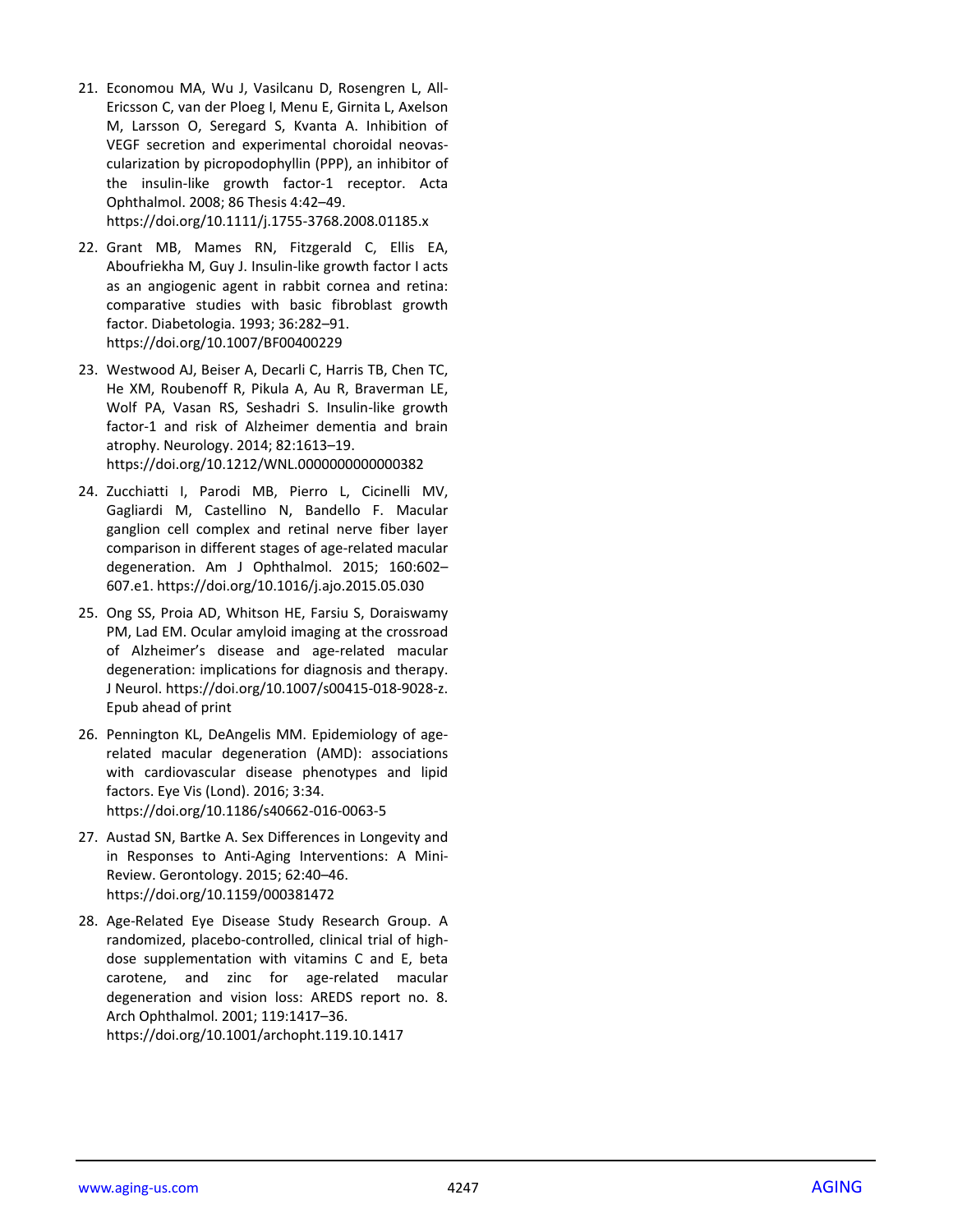21. Economou MA, Wu J, Vasilcanu D, Rosengren L, All-Ericsson C, van der Ploeg I, Menu E, Girnita L, Axelson M, Larsson O, Seregard S, Kvanta A. Inhibition of VEGF secretion and experimental choroidal neovascularization by picropodophyllin (PPP), an inhibitor of the insulin-like growth factor-1 receptor. Acta Ophthalmol. 2008; 86 Thesis 4:42–49. https://doi.org/10.1111/j.1755-3768.2008.01185.x

22. Grant MB, Mames RN, Fitzgerald C, Ellis EA, Aboufriekha M, Guy J. Insulin-like growth factor I acts as an angiogenic agent in rabbit cornea and retina: comparative studies with basic fibroblast growth factor. Diabetologia. 1993; 36:282–91. https://doi.org/10.1007/BF00400229

23. Westwood AJ, Beiser A, Decarli C, Harris TB, Chen TC, He XM, Roubenoff R, Pikula A, Au R, Braverman LE, Wolf PA, Vasan RS, Seshadri S. Insulin-like growth factor-1 and risk of Alzheimer dementia and brain atrophy. Neurology. 2014; 82:1613–19. https://doi.org/10.1212/WNL.0000000000000382

24. Zucchiatti I, Parodi MB, Pierro L, Cicinelli MV, Gagliardi M, Castellino N, Bandello F. Macular ganglion cell complex and retinal nerve fiber layer comparison in different stages of age-related macular degeneration. Am J Ophthalmol. 2015; 160:602–607.e1. https://doi.org/10.1016/j.ajo.2015.05.030

25. Ong SS, Proia AD, Whitson HE, Farsiu S, Doraiswamy PM, Lad EM. Ocular amyloid imaging at the crossroad of Alzheimer's disease and age-related macular degeneration: implications for diagnosis and therapy. J Neurol. https://doi.org/10.1007/s00415-018-9028-z. Epub ahead of print

26. Pennington KL, DeAngelis MM. Epidemiology of age-related macular degeneration (AMD): associations with cardiovascular disease phenotypes and lipid factors. Eye Vis (Lond). 2016; 3:34. https://doi.org/10.1186/s40662-016-0063-5

27. Austad SN, Bartke A. Sex Differences in Longevity and in Responses to Anti-Aging Interventions: A Mini-Review. Gerontology. 2015; 62:40–46. https://doi.org/10.1159/000381472

28. Age-Related Eye Disease Study Research Group. A randomized, placebo-controlled, clinical trial of high-dose supplementation with vitamins C and E, beta carotene, and zinc for age-related macular degeneration and vision loss: AREDS report no. 8. Arch Ophthalmol. 2001; 119:1417–36. https://doi.org/10.1001/archopht.119.10.1417